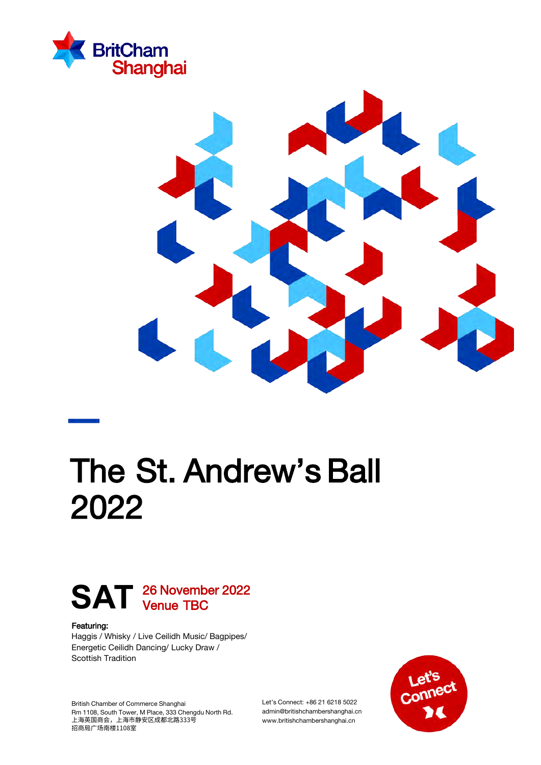BritCham Shanghai

# The St. Andrew's Ball 2022

**SAT** 26 November 2022
Venue TBC

**Featuring:**
Haggis / Whisky / Live Ceilidh Music/ Bagpipes/ Energetic Ceilidh Dancing/ Lucky Draw / Scottish Tradition

British Chamber of Commerce Shanghai
Rm 1108, South Tower, M Place, 333 Chengdu North Rd.
上海英国商会，上海市静安区成都北路333号
招商局广场南楼1108室

Let's Connect: +86 21 6218 5022
admin@britishchambershanghai.cn
www.britishchambershanghai.cn

Let's Connect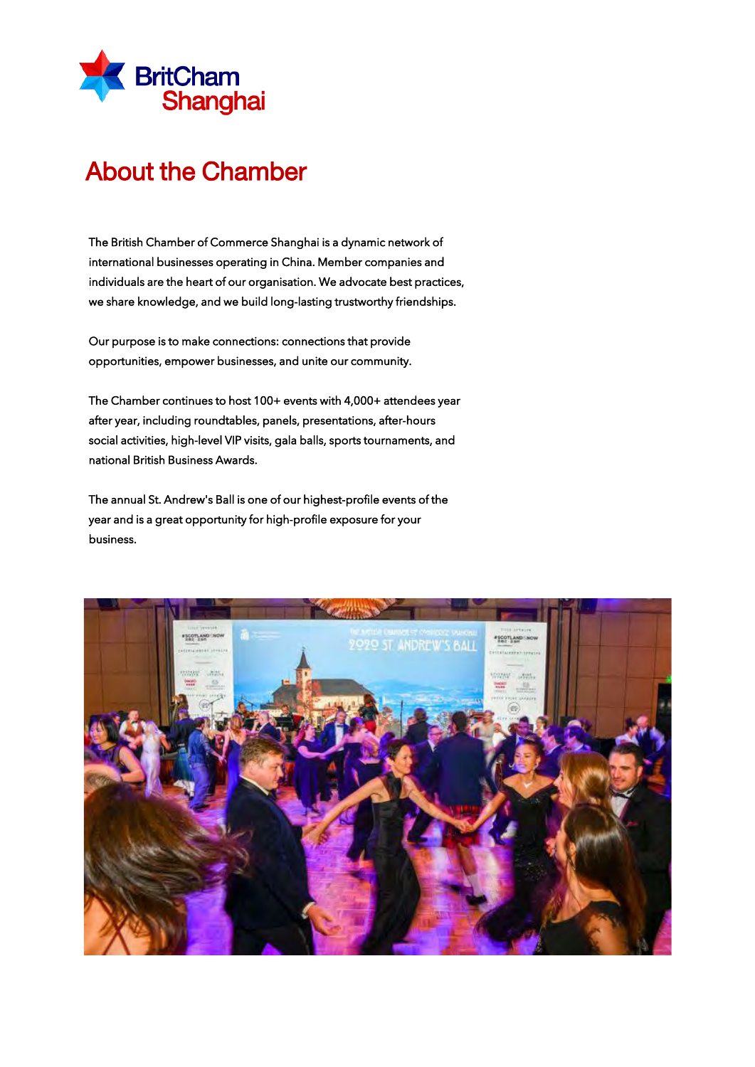BritCham Shanghai

# About the Chamber

The British Chamber of Commerce Shanghai is a dynamic network of international businesses operating in China. Member companies and individuals are the heart of our organisation. We advocate best practices, we share knowledge, and we build long-lasting trustworthy friendships.

Our purpose is to make connections: connections that provide opportunities, empower businesses, and unite our community.

The Chamber continues to host 100+ events with 4,000+ attendees year after year, including roundtables, panels, presentations, after-hours social activities, high-level VIP visits, gala balls, sports tournaments, and national British Business Awards.

The annual St. Andrew's Ball is one of our highest-profile events of the year and is a great opportunity for high-profile exposure for your business.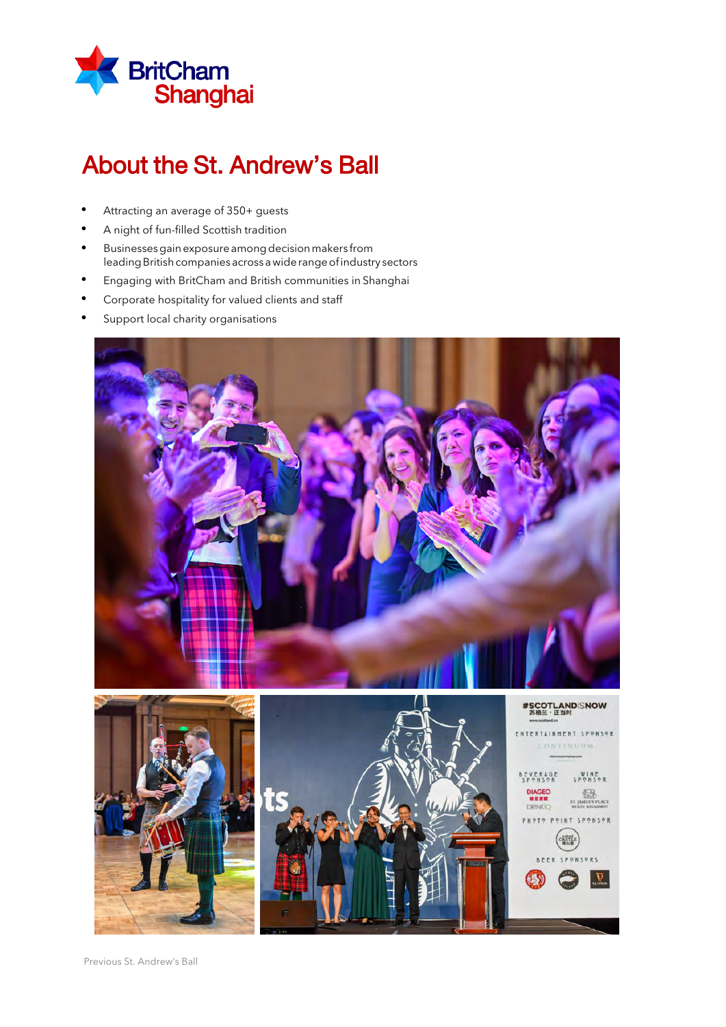# About the St. Andrew's Ball

- Attracting an average of 350+ guests
- A night of fun-filled Scottish tradition
- Businesses gain exposure among decision makers from leading British companies across a wide range of industry sectors
- Engaging with BritCham and British communities in Shanghai
- Corporate hospitality for valued clients and staff
- Support local charity organisations

Previous St. Andrew's Ball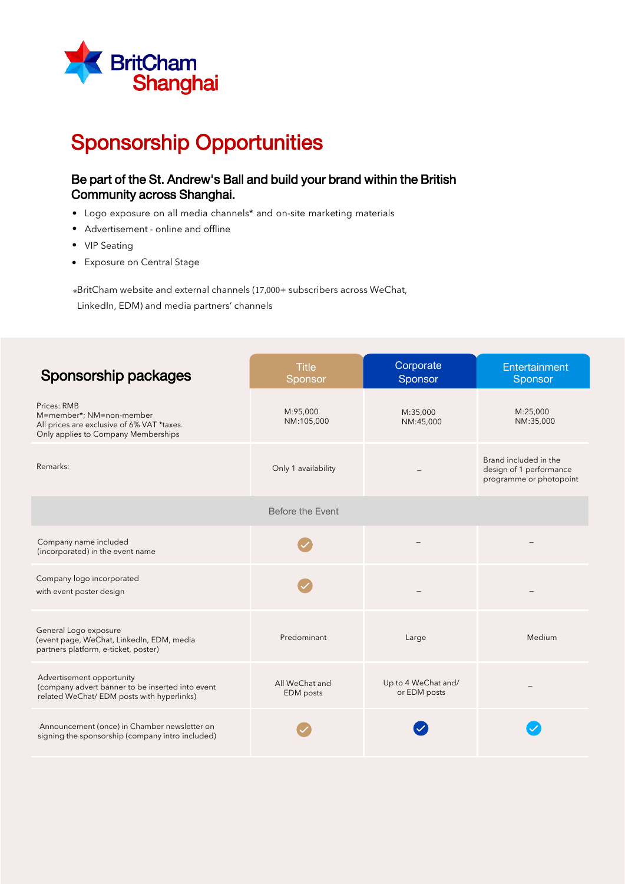BritCham Shanghai

# Sponsorship Opportunities

### Be part of the St. Andrew's Ball and build your brand within the British Community across Shanghai.

- Logo exposure on all media channels* and on-site marketing materials
- Advertisement - online and offline
- VIP Seating
- Exposure on Central Stage

*BritCham website and external channels (17,000+ subscribers across WeChat, LinkedIn, EDM) and media partners' channels

| Sponsorship packages | Title Sponsor | Corporate Sponsor | Entertainment Sponsor |
|---|---|---|---|
| Prices: RMB<br>M=member*; NM=non-member<br>All prices are exclusive of 6% VAT *taxes.<br>Only applies to Company Memberships | M:95,000<br>NM:105,000 | M:35,000<br>NM:45,000 | M:25,000<br>NM:35,000 |
| Remarks: | Only 1 availability | – | Brand included in the design of 1 performance programme or photopoint |
| **Before the Event** | | | |
| Company name included (incorporated) in the event name | ✓ | – | – |
| Company logo incorporated with event poster design | ✓ | – | – |
| General Logo exposure (event page, WeChat, LinkedIn, EDM, media partners platform, e-ticket, poster) | Predominant | Large | Medium |
| Advertisement opportunity (company advert banner to be inserted into event related WeChat/ EDM posts with hyperlinks) | All WeChat and EDM posts | Up to 4 WeChat and/ or EDM posts | – |
| Announcement (once) in Chamber newsletter on signing the sponsorship (company intro included) | ✓ | ✓ | ✓ |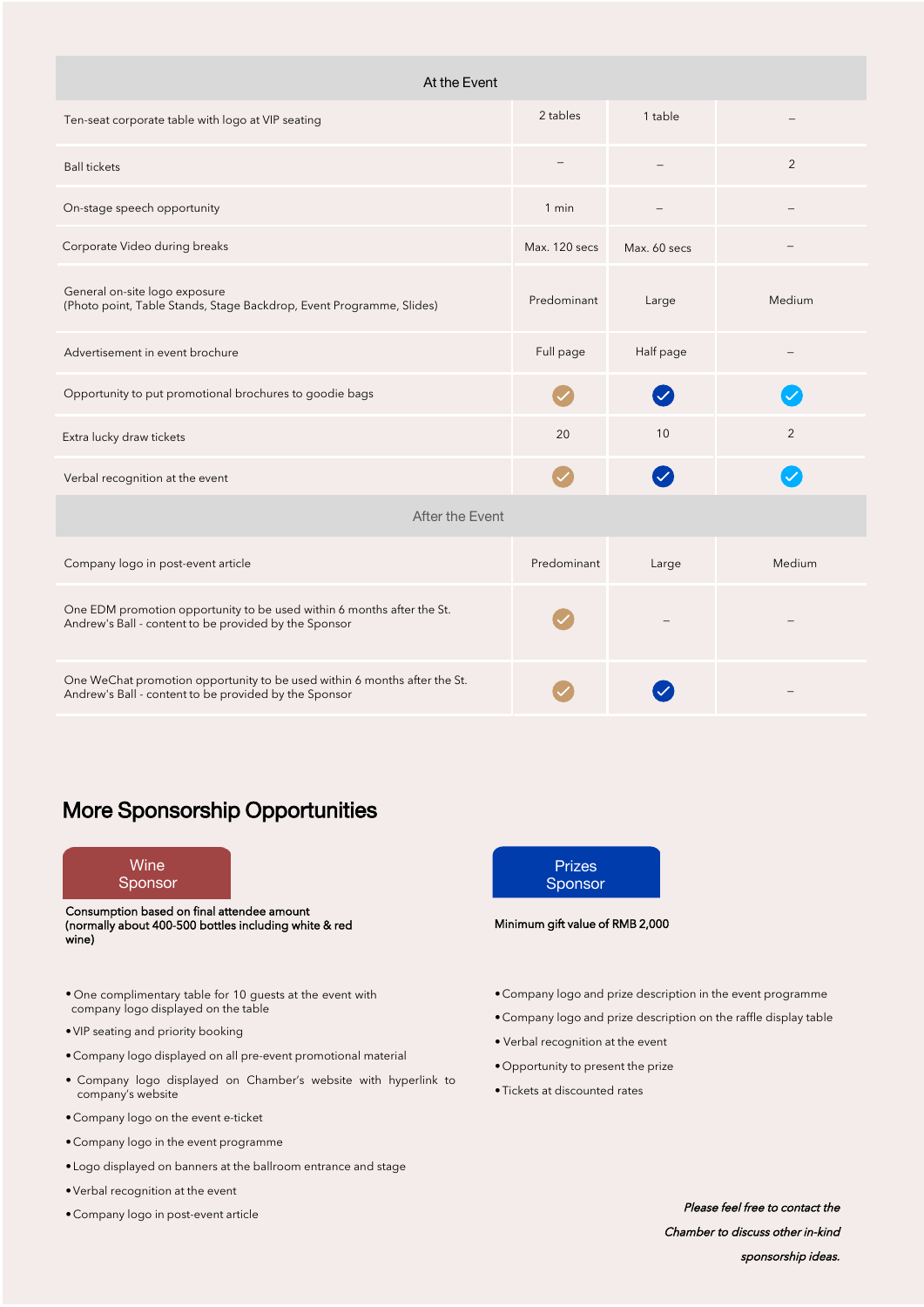| At the Event | | | |
|---|---|---|---|
| Ten-seat corporate table with logo at VIP seating | 2 tables | 1 table | – |
| Ball tickets | – | – | 2 |
| On-stage speech opportunity | 1 min | – | – |
| Corporate Video during breaks | Max. 120 secs | Max. 60 secs | – |
| General on-site logo exposure (Photo point, Table Stands, Stage Backdrop, Event Programme, Slides) | Predominant | Large | Medium |
| Advertisement in event brochure | Full page | Half page | – |
| Opportunity to put promotional brochures to goodie bags | ✓ | ✓ | ✓ |
| Extra lucky draw tickets | 20 | 10 | 2 |
| Verbal recognition at the event | ✓ | ✓ | ✓ |
| **After the Event** | | | |
| Company logo in post-event article | Predominant | Large | Medium |
| One EDM promotion opportunity to be used within 6 months after the St. Andrew's Ball - content to be provided by the Sponsor | ✓ | – | – |
| One WeChat promotion opportunity to be used within 6 months after the St. Andrew's Ball - content to be provided by the Sponsor | ✓ | ✓ | – |

## More Sponsorship Opportunities

### Wine Sponsor

**Consumption based on final attendee amount (normally about 400-500 bottles including white & red wine)**

- One complimentary table for 10 guests at the event with company logo displayed on the table
- VIP seating and priority booking
- Company logo displayed on all pre-event promotional material
- Company logo displayed on Chamber's website with hyperlink to company's website
- Company logo on the event e-ticket
- Company logo in the event programme
- Logo displayed on banners at the ballroom entrance and stage
- Verbal recognition at the event
- Company logo in post-event article

### Prizes Sponsor

**Minimum gift value of RMB 2,000**

- Company logo and prize description in the event programme
- Company logo and prize description on the raffle display table
- Verbal recognition at the event
- Opportunity to present the prize
- Tickets at discounted rates

*Please feel free to contact the Chamber to discuss other in-kind sponsorship ideas.*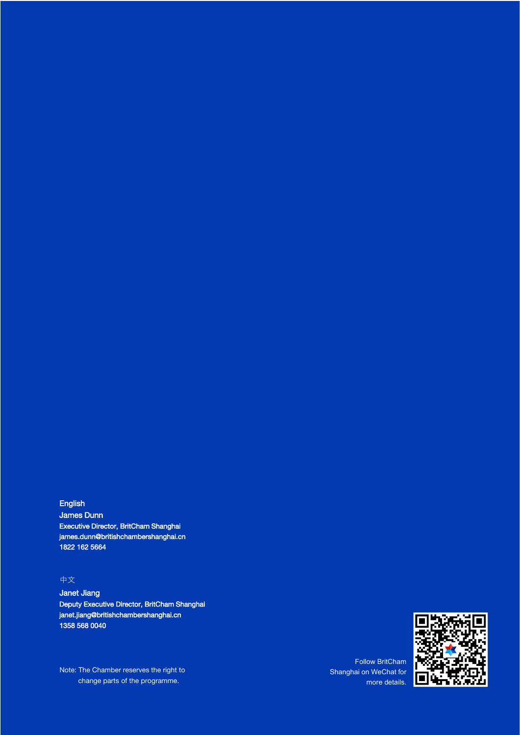English

**James Dunn**

Executive Director, BritCham Shanghai

james.dunn@britishchambershanghai.cn

1822 162 5664

中文

**Janet Jiang**

Deputy Executive Director, BritCham Shanghai

janet.jiang@britishchambershanghai.cn

1358 568 0040

Note: The Chamber reserves the right to change parts of the programme.

Follow BritCham Shanghai on WeChat for more details.